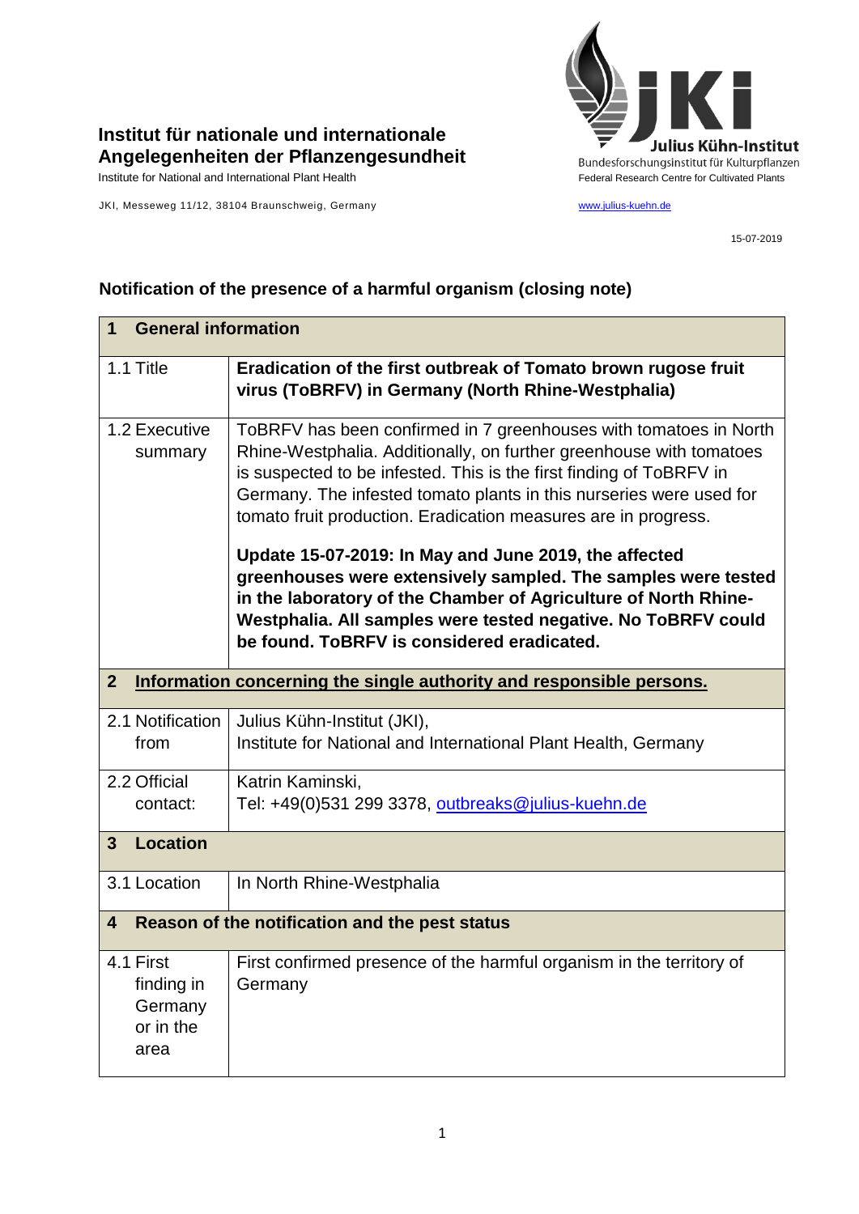**Institut für nationale und internationale Angelegenheiten der Pflanzengesundheit**
Institute for National and International Plant Health

**Julius Kühn-Institut**
Bundesforschungsinstitut für Kulturpflanzen
Federal Research Centre for Cultivated Plants

JKI, Messeweg 11/12, 38104 Braunschweig, Germany

www.julius-kuehn.de

15-07-2019

## Notification of the presence of a harmful organism (closing note)

| **1 General information** | |
|---|---|
| 1.1 Title | **Eradication of the first outbreak of Tomato brown rugose fruit virus (ToBRFV) in Germany (North Rhine-Westphalia)** |
| 1.2 Executive summary | ToBRFV has been confirmed in 7 greenhouses with tomatoes in North Rhine-Westphalia. Additionally, on further greenhouse with tomatoes is suspected to be infested. This is the first finding of ToBRFV in Germany. The infested tomato plants in this nurseries were used for tomato fruit production. Eradication measures are in progress.<br><br>**Update 15-07-2019: In May and June 2019, the affected greenhouses were extensively sampled. The samples were tested in the laboratory of the Chamber of Agriculture of North Rhine-Westphalia. All samples were tested negative. No ToBRFV could be found. ToBRFV is considered eradicated.** |
| **2 Information concerning the single authority and responsible persons.** | |
| 2.1 Notification from | Julius Kühn-Institut (JKI),<br>Institute for National and International Plant Health, Germany |
| 2.2 Official contact: | Katrin Kaminski,<br>Tel: +49(0)531 299 3378, outbreaks@julius-kuehn.de |
| **3 Location** | |
| 3.1 Location | In North Rhine-Westphalia |
| **4 Reason of the notification and the pest status** | |
| 4.1 First finding in Germany or in the area | First confirmed presence of the harmful organism in the territory of Germany |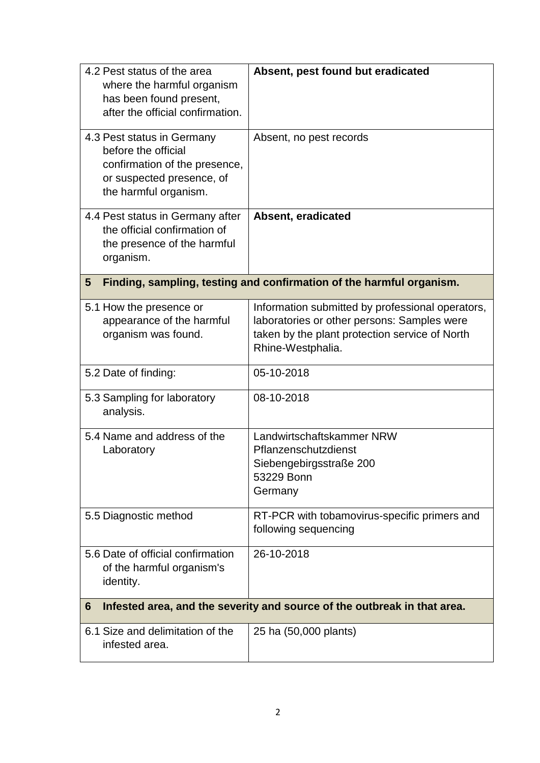| | |
|---|---|
| 4.2 Pest status of the area where the harmful organism has been found present, after the official confirmation. | **Absent, pest found but eradicated** |
| 4.3 Pest status in Germany before the official confirmation of the presence, or suspected presence, of the harmful organism. | Absent, no pest records |
| 4.4 Pest status in Germany after the official confirmation of the presence of the harmful organism. | **Absent, eradicated** |
| **5 Finding, sampling, testing and confirmation of the harmful organism.** | |
| 5.1 How the presence or appearance of the harmful organism was found. | Information submitted by professional operators, laboratories or other persons: Samples were taken by the plant protection service of North Rhine-Westphalia. |
| 5.2 Date of finding: | 05-10-2018 |
| 5.3 Sampling for laboratory analysis. | 08-10-2018 |
| 5.4 Name and address of the Laboratory | Landwirtschaftskammer NRW<br>Pflanzenschutzdienst<br>Siebengebirgsstraße 200<br>53229 Bonn<br>Germany |
| 5.5 Diagnostic method | RT-PCR with tobamovirus-specific primers and following sequencing |
| 5.6 Date of official confirmation of the harmful organism's identity. | 26-10-2018 |
| **6 Infested area, and the severity and source of the outbreak in that area.** | |
| 6.1 Size and delimitation of the infested area. | 25 ha (50,000 plants) |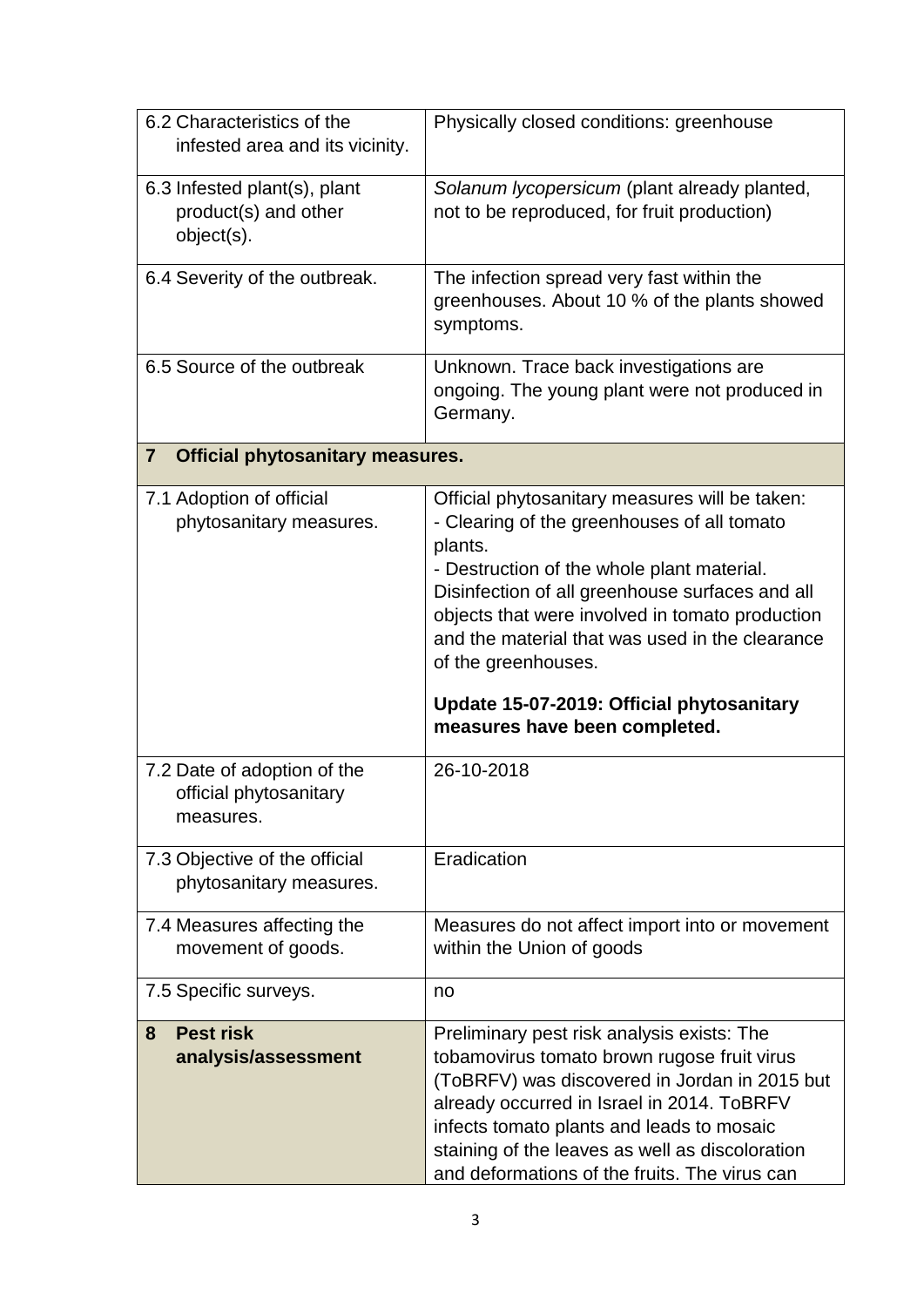| | |
|---|---|
| 6.2 Characteristics of the infested area and its vicinity. | Physically closed conditions: greenhouse |
| 6.3 Infested plant(s), plant product(s) and other object(s). | *Solanum lycopersicum* (plant already planted, not to be reproduced, for fruit production) |
| 6.4 Severity of the outbreak. | The infection spread very fast within the greenhouses. About 10 % of the plants showed symptoms. |
| 6.5 Source of the outbreak | Unknown. Trace back investigations are ongoing. The young plant were not produced in Germany. |
| **7 Official phytosanitary measures.** | |
| 7.1 Adoption of official phytosanitary measures. | Official phytosanitary measures will be taken:<br>- Clearing of the greenhouses of all tomato plants.<br>- Destruction of the whole plant material. Disinfection of all greenhouse surfaces and all objects that were involved in tomato production and the material that was used in the clearance of the greenhouses.<br><br>**Update 15-07-2019: Official phytosanitary measures have been completed.** |
| 7.2 Date of adoption of the official phytosanitary measures. | 26-10-2018 |
| 7.3 Objective of the official phytosanitary measures. | Eradication |
| 7.4 Measures affecting the movement of goods. | Measures do not affect import into or movement within the Union of goods |
| 7.5 Specific surveys. | no |
| **8 Pest risk analysis/assessment** | Preliminary pest risk analysis exists: The tobamovirus tomato brown rugose fruit virus (ToBRFV) was discovered in Jordan in 2015 but already occurred in Israel in 2014. ToBRFV infects tomato plants and leads to mosaic staining of the leaves as well as discoloration and deformations of the fruits. The virus can |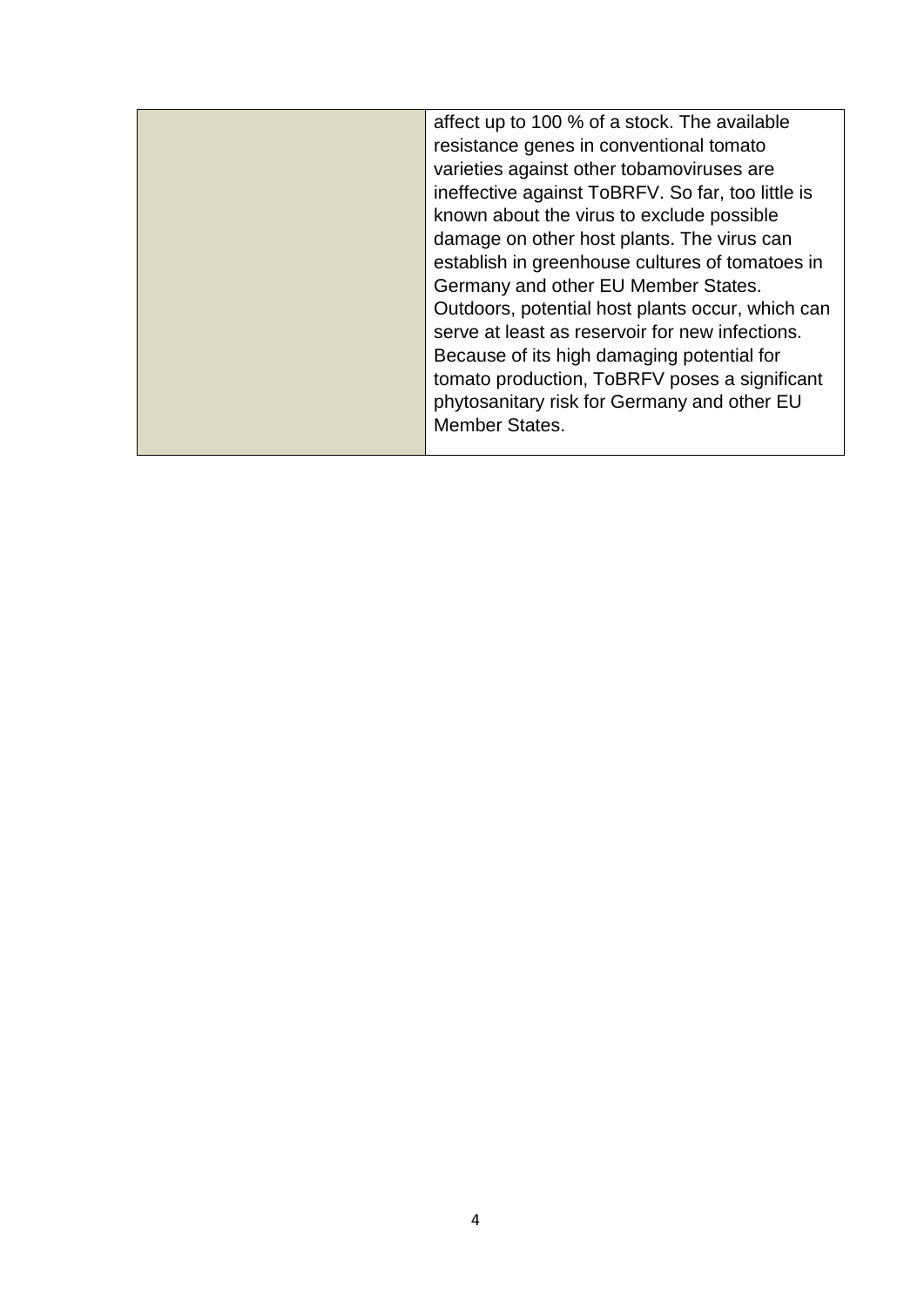| | |
|---|---|
| | affect up to 100 % of a stock. The available resistance genes in conventional tomato varieties against other tobamoviruses are ineffective against ToBRFV. So far, too little is known about the virus to exclude possible damage on other host plants. The virus can establish in greenhouse cultures of tomatoes in Germany and other EU Member States. Outdoors, potential host plants occur, which can serve at least as reservoir for new infections. Because of its high damaging potential for tomato production, ToBRFV poses a significant phytosanitary risk for Germany and other EU Member States. |